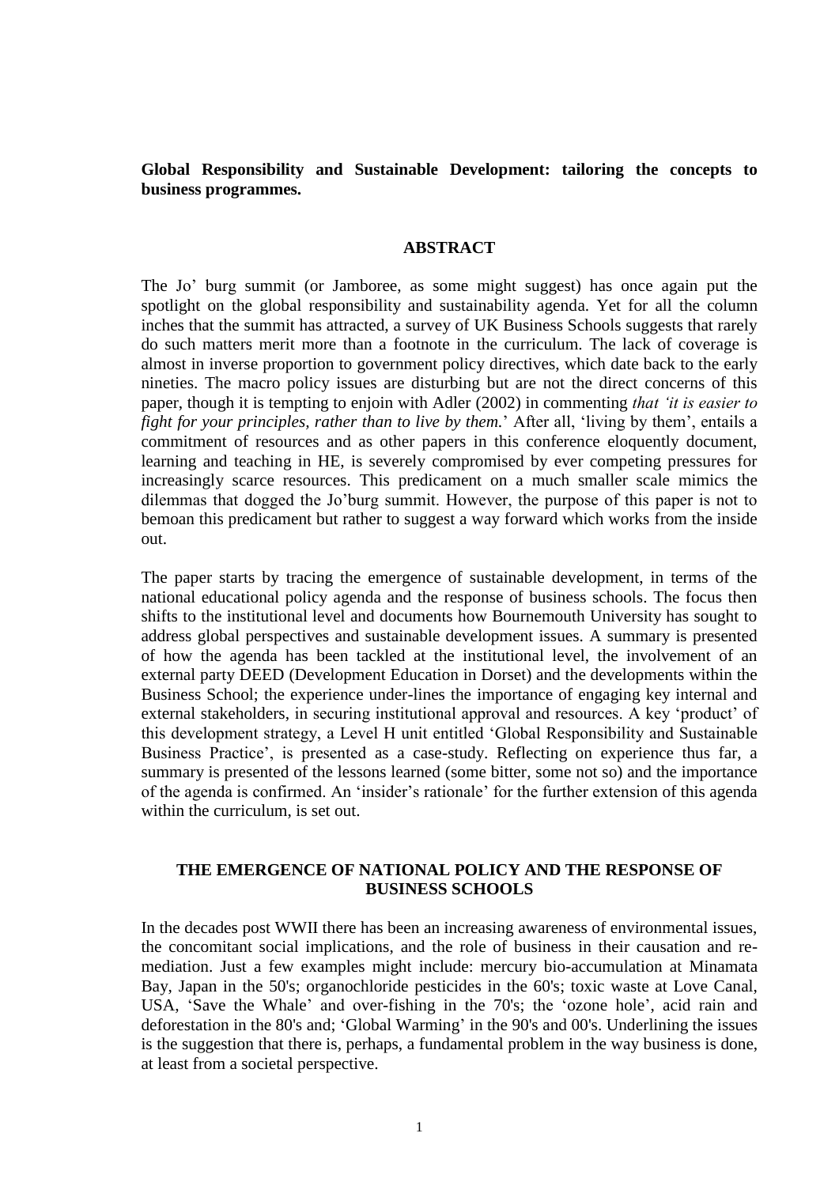**Global Responsibility and Sustainable Development: tailoring the concepts to business programmes.**

## ABSTRACT

The Jo' burg summit (or Jamboree, as some might suggest) has once again put the spotlight on the global responsibility and sustainability agenda. Yet for all the column inches that the summit has attracted, a survey of UK Business Schools suggests that rarely do such matters merit more than a footnote in the curriculum. The lack of coverage is almost in inverse proportion to government policy directives, which date back to the early nineties. The macro policy issues are disturbing but are not the direct concerns of this paper, though it is tempting to enjoin with Adler (2002) in commenting *that 'it is easier to fight for your principles, rather than to live by them.*' After all, 'living by them', entails a commitment of resources and as other papers in this conference eloquently document, learning and teaching in HE, is severely compromised by ever competing pressures for increasingly scarce resources. This predicament on a much smaller scale mimics the dilemmas that dogged the Jo'burg summit. However, the purpose of this paper is not to bemoan this predicament but rather to suggest a way forward which works from the inside out.

The paper starts by tracing the emergence of sustainable development, in terms of the national educational policy agenda and the response of business schools. The focus then shifts to the institutional level and documents how Bournemouth University has sought to address global perspectives and sustainable development issues. A summary is presented of how the agenda has been tackled at the institutional level, the involvement of an external party DEED (Development Education in Dorset) and the developments within the Business School; the experience under-lines the importance of engaging key internal and external stakeholders, in securing institutional approval and resources. A key 'product' of this development strategy, a Level H unit entitled 'Global Responsibility and Sustainable Business Practice', is presented as a case-study. Reflecting on experience thus far, a summary is presented of the lessons learned (some bitter, some not so) and the importance of the agenda is confirmed. An 'insider's rationale' for the further extension of this agenda within the curriculum, is set out.

## THE EMERGENCE OF NATIONAL POLICY AND THE RESPONSE OF BUSINESS SCHOOLS

In the decades post WWII there has been an increasing awareness of environmental issues, the concomitant social implications, and the role of business in their causation and re-mediation. Just a few examples might include: mercury bio-accumulation at Minamata Bay, Japan in the 50's; organochloride pesticides in the 60's; toxic waste at Love Canal, USA, 'Save the Whale' and over-fishing in the 70's; the 'ozone hole', acid rain and deforestation in the 80's and; 'Global Warming' in the 90's and 00's. Underlining the issues is the suggestion that there is, perhaps, a fundamental problem in the way business is done, at least from a societal perspective.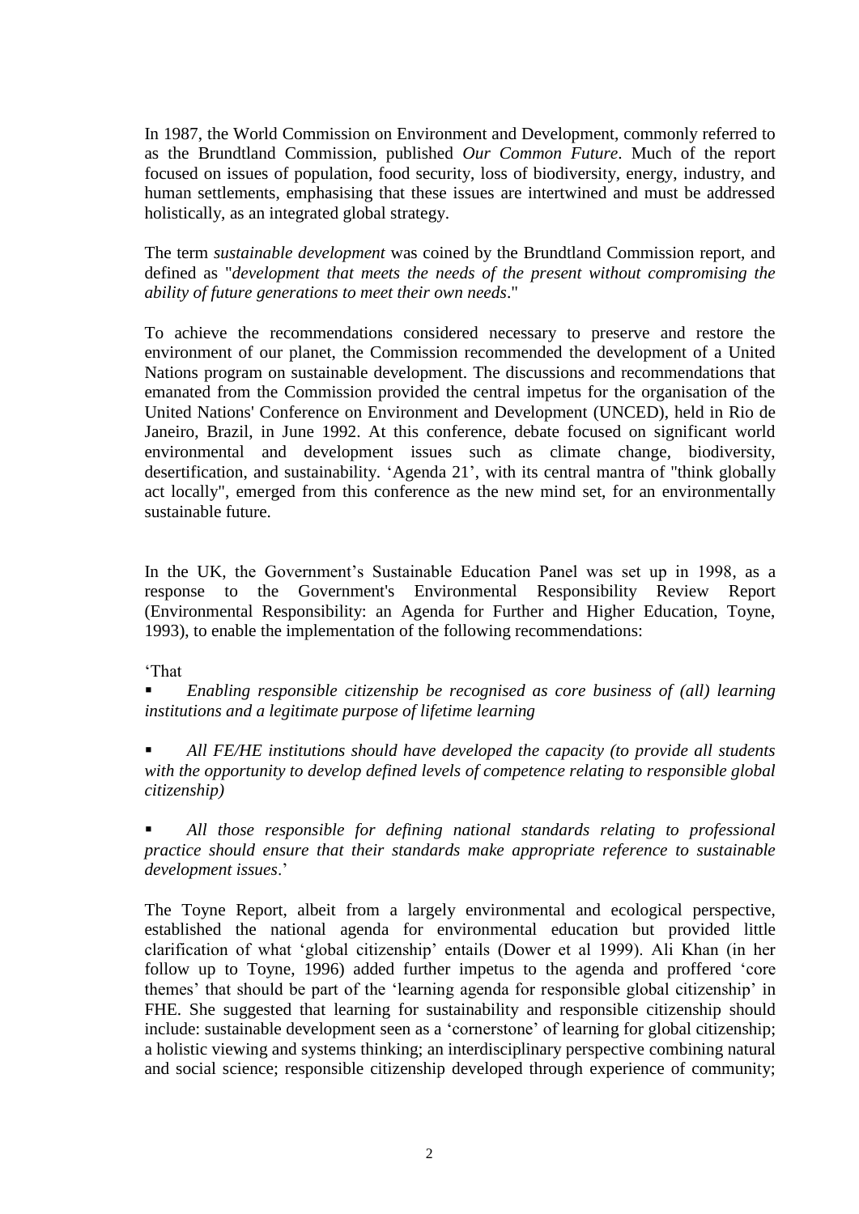In 1987, the World Commission on Environment and Development, commonly referred to as the Brundtland Commission, published *Our Common Future*. Much of the report focused on issues of population, food security, loss of biodiversity, energy, industry, and human settlements, emphasising that these issues are intertwined and must be addressed holistically, as an integrated global strategy.

The term *sustainable development* was coined by the Brundtland Commission report, and defined as "*development that meets the needs of the present without compromising the ability of future generations to meet their own needs*."

To achieve the recommendations considered necessary to preserve and restore the environment of our planet, the Commission recommended the development of a United Nations program on sustainable development. The discussions and recommendations that emanated from the Commission provided the central impetus for the organisation of the United Nations' Conference on Environment and Development (UNCED), held in Rio de Janeiro, Brazil, in June 1992. At this conference, debate focused on significant world environmental and development issues such as climate change, biodiversity, desertification, and sustainability. 'Agenda 21', with its central mantra of "think globally act locally", emerged from this conference as the new mind set, for an environmentally sustainable future.

In the UK, the Government's Sustainable Education Panel was set up in 1998, as a response to the Government's Environmental Responsibility Review Report (Environmental Responsibility: an Agenda for Further and Higher Education, Toyne, 1993), to enable the implementation of the following recommendations:

'That

- *Enabling responsible citizenship be recognised as core business of (all) learning institutions and a legitimate purpose of lifetime learning*
- *All FE/HE institutions should have developed the capacity (to provide all students with the opportunity to develop defined levels of competence relating to responsible global citizenship)*
- *All those responsible for defining national standards relating to professional practice should ensure that their standards make appropriate reference to sustainable development issues*.'

The Toyne Report, albeit from a largely environmental and ecological perspective, established the national agenda for environmental education but provided little clarification of what 'global citizenship' entails (Dower et al 1999). Ali Khan (in her follow up to Toyne, 1996) added further impetus to the agenda and proffered 'core themes' that should be part of the 'learning agenda for responsible global citizenship' in FHE. She suggested that learning for sustainability and responsible citizenship should include: sustainable development seen as a 'cornerstone' of learning for global citizenship; a holistic viewing and systems thinking; an interdisciplinary perspective combining natural and social science; responsible citizenship developed through experience of community;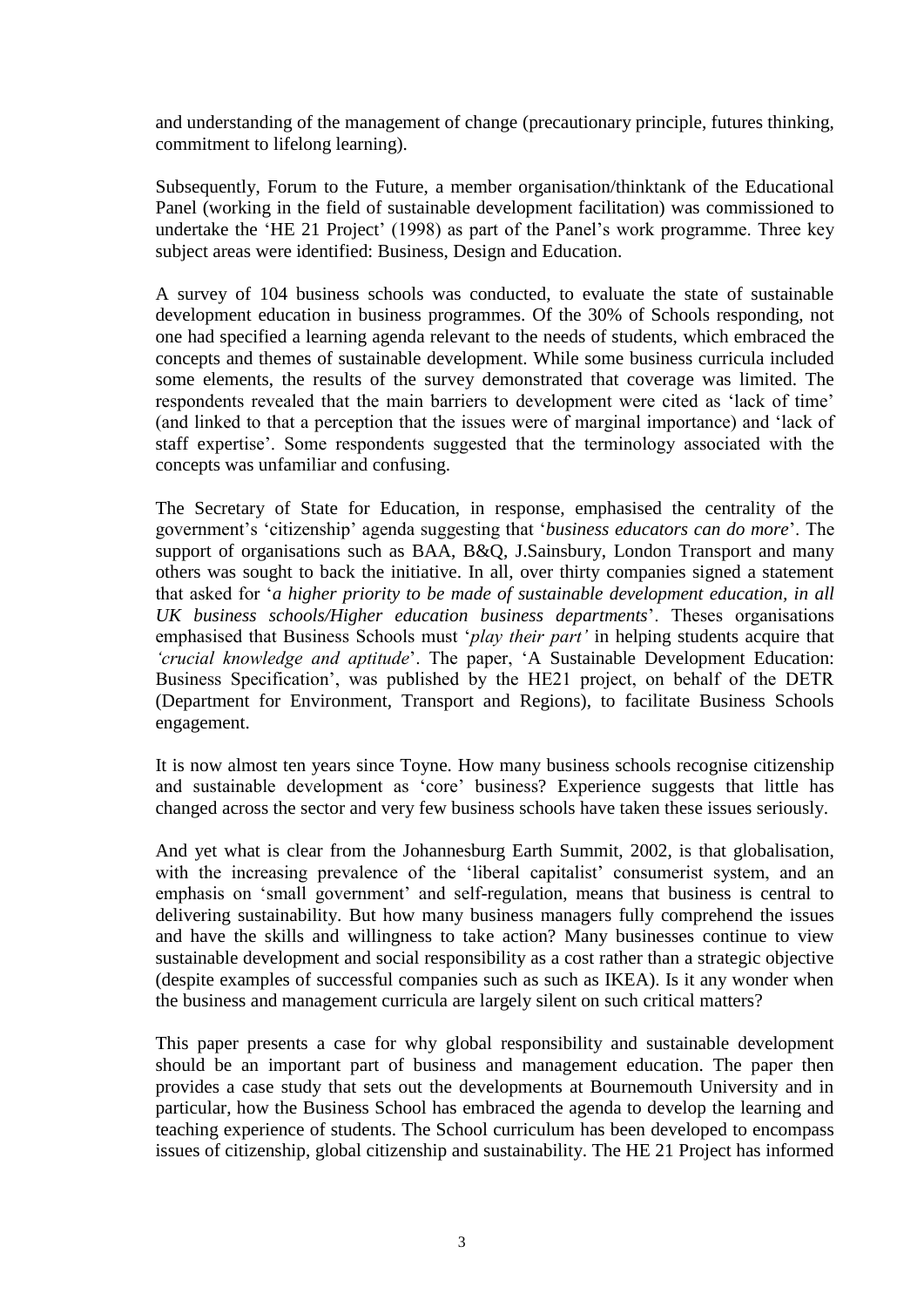and understanding of the management of change (precautionary principle, futures thinking, commitment to lifelong learning).

Subsequently, Forum to the Future, a member organisation/thinktank of the Educational Panel (working in the field of sustainable development facilitation) was commissioned to undertake the 'HE 21 Project' (1998) as part of the Panel's work programme. Three key subject areas were identified: Business, Design and Education.

A survey of 104 business schools was conducted, to evaluate the state of sustainable development education in business programmes. Of the 30% of Schools responding, not one had specified a learning agenda relevant to the needs of students, which embraced the concepts and themes of sustainable development. While some business curricula included some elements, the results of the survey demonstrated that coverage was limited. The respondents revealed that the main barriers to development were cited as 'lack of time' (and linked to that a perception that the issues were of marginal importance) and 'lack of staff expertise'. Some respondents suggested that the terminology associated with the concepts was unfamiliar and confusing.

The Secretary of State for Education, in response, emphasised the centrality of the government's 'citizenship' agenda suggesting that '*business educators can do more*'. The support of organisations such as BAA, B&Q, J.Sainsbury, London Transport and many others was sought to back the initiative. In all, over thirty companies signed a statement that asked for '*a higher priority to be made of sustainable development education, in all UK business schools/Higher education business departments*'. Theses organisations emphasised that Business Schools must '*play their part'* in helping students acquire that *'crucial knowledge and aptitude*'. The paper, 'A Sustainable Development Education: Business Specification', was published by the HE21 project, on behalf of the DETR (Department for Environment, Transport and Regions), to facilitate Business Schools engagement.

It is now almost ten years since Toyne. How many business schools recognise citizenship and sustainable development as 'core' business? Experience suggests that little has changed across the sector and very few business schools have taken these issues seriously.

And yet what is clear from the Johannesburg Earth Summit, 2002, is that globalisation, with the increasing prevalence of the 'liberal capitalist' consumerist system, and an emphasis on 'small government' and self-regulation, means that business is central to delivering sustainability. But how many business managers fully comprehend the issues and have the skills and willingness to take action? Many businesses continue to view sustainable development and social responsibility as a cost rather than a strategic objective (despite examples of successful companies such as such as IKEA). Is it any wonder when the business and management curricula are largely silent on such critical matters?

This paper presents a case for why global responsibility and sustainable development should be an important part of business and management education. The paper then provides a case study that sets out the developments at Bournemouth University and in particular, how the Business School has embraced the agenda to develop the learning and teaching experience of students. The School curriculum has been developed to encompass issues of citizenship, global citizenship and sustainability. The HE 21 Project has informed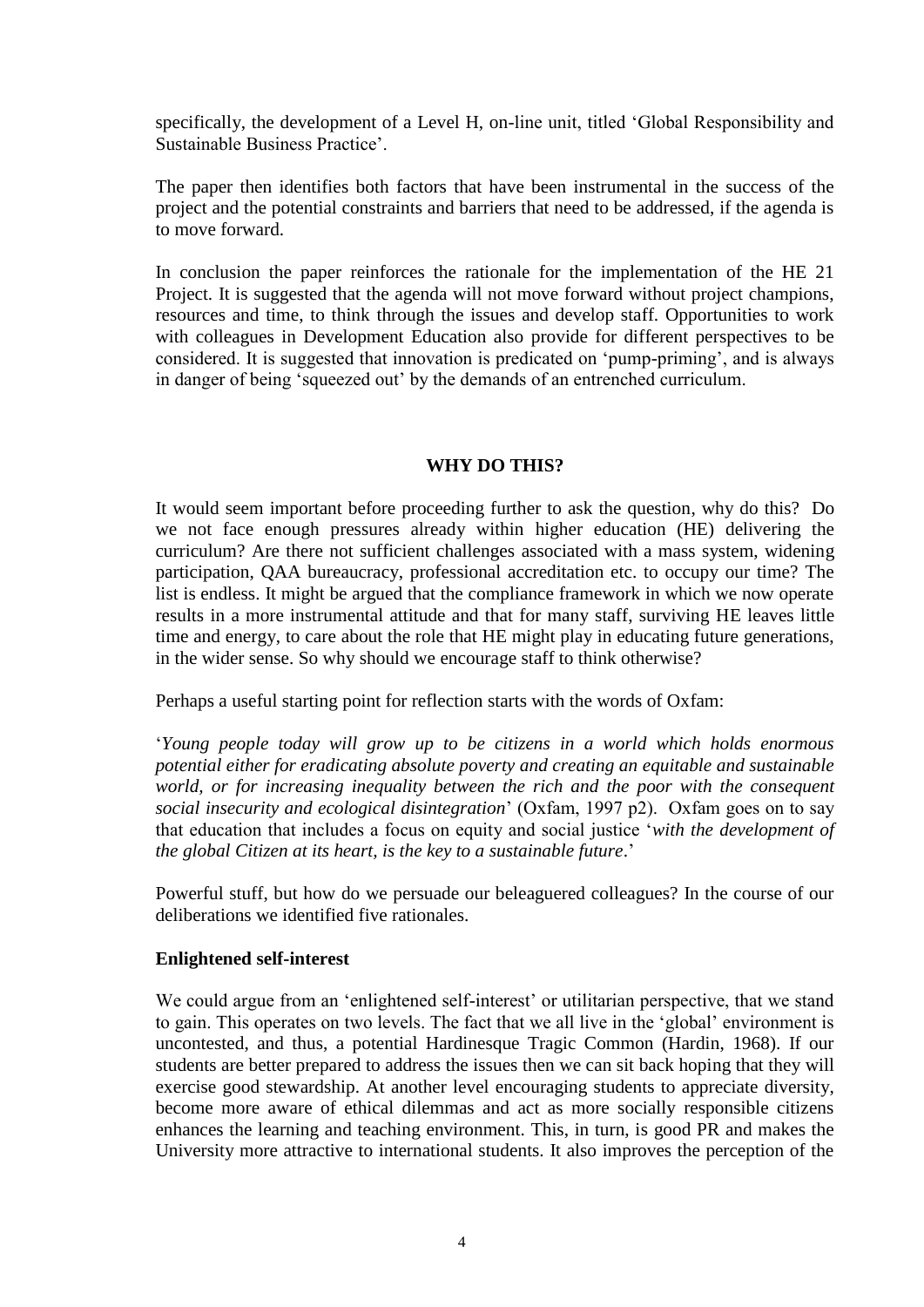specifically, the development of a Level H, on-line unit, titled 'Global Responsibility and Sustainable Business Practice'.

The paper then identifies both factors that have been instrumental in the success of the project and the potential constraints and barriers that need to be addressed, if the agenda is to move forward.

In conclusion the paper reinforces the rationale for the implementation of the HE 21 Project. It is suggested that the agenda will not move forward without project champions, resources and time, to think through the issues and develop staff. Opportunities to work with colleagues in Development Education also provide for different perspectives to be considered. It is suggested that innovation is predicated on 'pump-priming', and is always in danger of being 'squeezed out' by the demands of an entrenched curriculum.

## WHY DO THIS?

It would seem important before proceeding further to ask the question, why do this? Do we not face enough pressures already within higher education (HE) delivering the curriculum? Are there not sufficient challenges associated with a mass system, widening participation, QAA bureaucracy, professional accreditation etc. to occupy our time? The list is endless. It might be argued that the compliance framework in which we now operate results in a more instrumental attitude and that for many staff, surviving HE leaves little time and energy, to care about the role that HE might play in educating future generations, in the wider sense. So why should we encourage staff to think otherwise?

Perhaps a useful starting point for reflection starts with the words of Oxfam:

'*Young people today will grow up to be citizens in a world which holds enormous potential either for eradicating absolute poverty and creating an equitable and sustainable world, or for increasing inequality between the rich and the poor with the consequent social insecurity and ecological disintegration*' (Oxfam, 1997 p2). Oxfam goes on to say that education that includes a focus on equity and social justice '*with the development of the global Citizen at its heart, is the key to a sustainable future*.'

Powerful stuff, but how do we persuade our beleaguered colleagues? In the course of our deliberations we identified five rationales.

### Enlightened self-interest

We could argue from an 'enlightened self-interest' or utilitarian perspective, that we stand to gain. This operates on two levels. The fact that we all live in the 'global' environment is uncontested, and thus, a potential Hardinesque Tragic Common (Hardin, 1968). If our students are better prepared to address the issues then we can sit back hoping that they will exercise good stewardship. At another level encouraging students to appreciate diversity, become more aware of ethical dilemmas and act as more socially responsible citizens enhances the learning and teaching environment. This, in turn, is good PR and makes the University more attractive to international students. It also improves the perception of the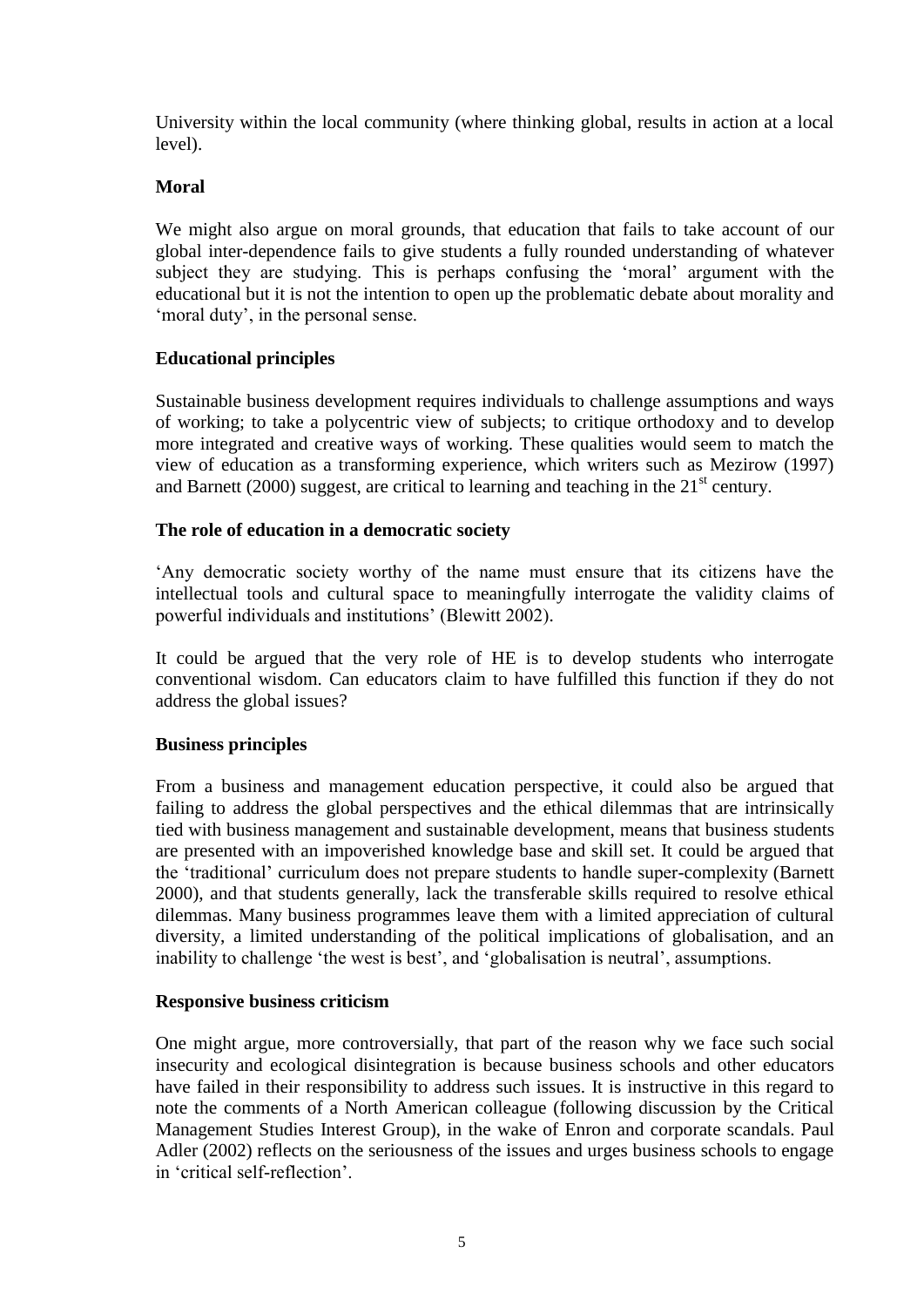University within the local community (where thinking global, results in action at a local level).

**Moral**

We might also argue on moral grounds, that education that fails to take account of our global inter-dependence fails to give students a fully rounded understanding of whatever subject they are studying. This is perhaps confusing the 'moral' argument with the educational but it is not the intention to open up the problematic debate about morality and 'moral duty', in the personal sense.

**Educational principles**

Sustainable business development requires individuals to challenge assumptions and ways of working; to take a polycentric view of subjects; to critique orthodoxy and to develop more integrated and creative ways of working. These qualities would seem to match the view of education as a transforming experience, which writers such as Mezirow (1997) and Barnett (2000) suggest, are critical to learning and teaching in the 21st century.

**The role of education in a democratic society**

'Any democratic society worthy of the name must ensure that its citizens have the intellectual tools and cultural space to meaningfully interrogate the validity claims of powerful individuals and institutions' (Blewitt 2002).

It could be argued that the very role of HE is to develop students who interrogate conventional wisdom. Can educators claim to have fulfilled this function if they do not address the global issues?

**Business principles**

From a business and management education perspective, it could also be argued that failing to address the global perspectives and the ethical dilemmas that are intrinsically tied with business management and sustainable development, means that business students are presented with an impoverished knowledge base and skill set. It could be argued that the 'traditional' curriculum does not prepare students to handle super-complexity (Barnett 2000), and that students generally, lack the transferable skills required to resolve ethical dilemmas. Many business programmes leave them with a limited appreciation of cultural diversity, a limited understanding of the political implications of globalisation, and an inability to challenge 'the west is best', and 'globalisation is neutral', assumptions.

**Responsive business criticism**

One might argue, more controversially, that part of the reason why we face such social insecurity and ecological disintegration is because business schools and other educators have failed in their responsibility to address such issues. It is instructive in this regard to note the comments of a North American colleague (following discussion by the Critical Management Studies Interest Group), in the wake of Enron and corporate scandals. Paul Adler (2002) reflects on the seriousness of the issues and urges business schools to engage in 'critical self-reflection'.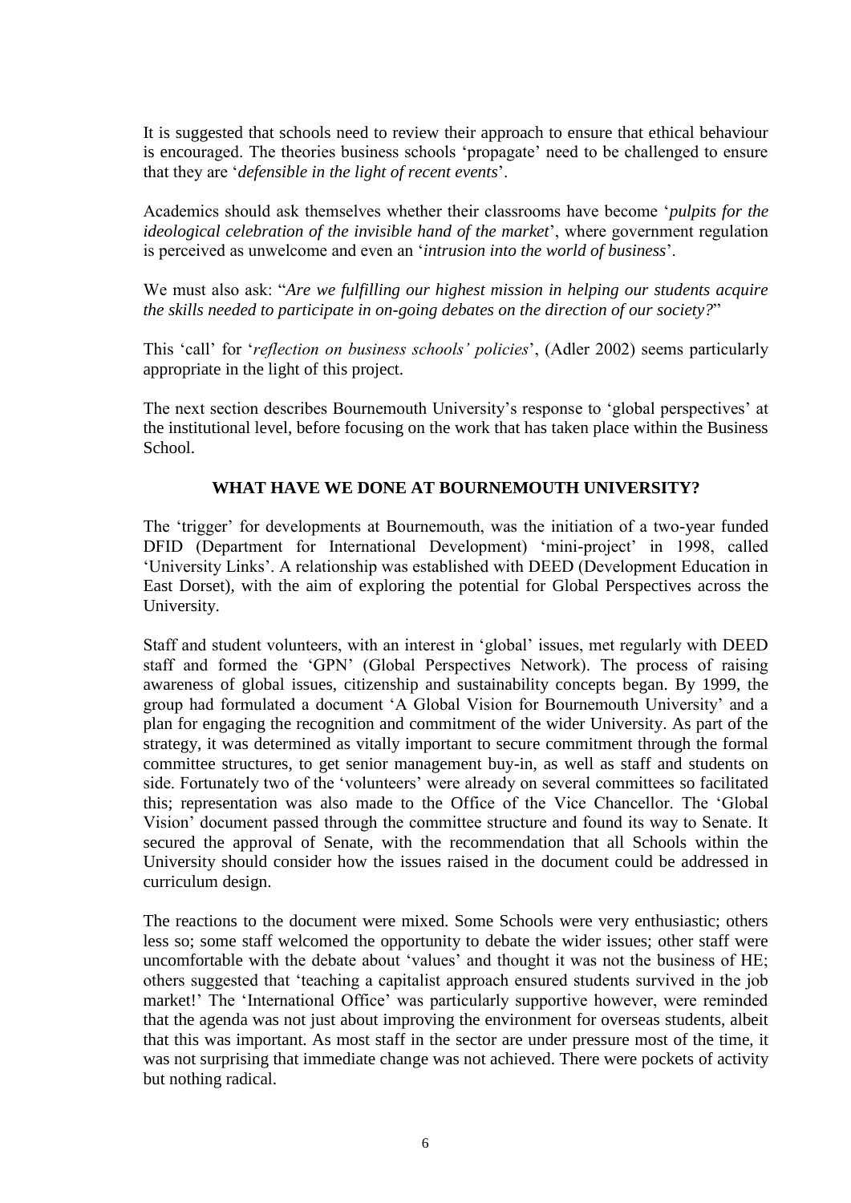It is suggested that schools need to review their approach to ensure that ethical behaviour is encouraged. The theories business schools 'propagate' need to be challenged to ensure that they are '*defensible in the light of recent events*'.

Academics should ask themselves whether their classrooms have become '*pulpits for the ideological celebration of the invisible hand of the market*', where government regulation is perceived as unwelcome and even an '*intrusion into the world of business*'.

We must also ask: "*Are we fulfilling our highest mission in helping our students acquire the skills needed to participate in on-going debates on the direction of our society?*"

This 'call' for '*reflection on business schools' policies*', (Adler 2002) seems particularly appropriate in the light of this project.

The next section describes Bournemouth University's response to 'global perspectives' at the institutional level, before focusing on the work that has taken place within the Business School.

## WHAT HAVE WE DONE AT BOURNEMOUTH UNIVERSITY?

The 'trigger' for developments at Bournemouth, was the initiation of a two-year funded DFID (Department for International Development) 'mini-project' in 1998, called 'University Links'. A relationship was established with DEED (Development Education in East Dorset), with the aim of exploring the potential for Global Perspectives across the University.

Staff and student volunteers, with an interest in 'global' issues, met regularly with DEED staff and formed the 'GPN' (Global Perspectives Network). The process of raising awareness of global issues, citizenship and sustainability concepts began. By 1999, the group had formulated a document 'A Global Vision for Bournemouth University' and a plan for engaging the recognition and commitment of the wider University. As part of the strategy, it was determined as vitally important to secure commitment through the formal committee structures, to get senior management buy-in, as well as staff and students on side. Fortunately two of the 'volunteers' were already on several committees so facilitated this; representation was also made to the Office of the Vice Chancellor. The 'Global Vision' document passed through the committee structure and found its way to Senate. It secured the approval of Senate, with the recommendation that all Schools within the University should consider how the issues raised in the document could be addressed in curriculum design.

The reactions to the document were mixed. Some Schools were very enthusiastic; others less so; some staff welcomed the opportunity to debate the wider issues; other staff were uncomfortable with the debate about 'values' and thought it was not the business of HE; others suggested that 'teaching a capitalist approach ensured students survived in the job market!' The 'International Office' was particularly supportive however, were reminded that the agenda was not just about improving the environment for overseas students, albeit that this was important. As most staff in the sector are under pressure most of the time, it was not surprising that immediate change was not achieved. There were pockets of activity but nothing radical.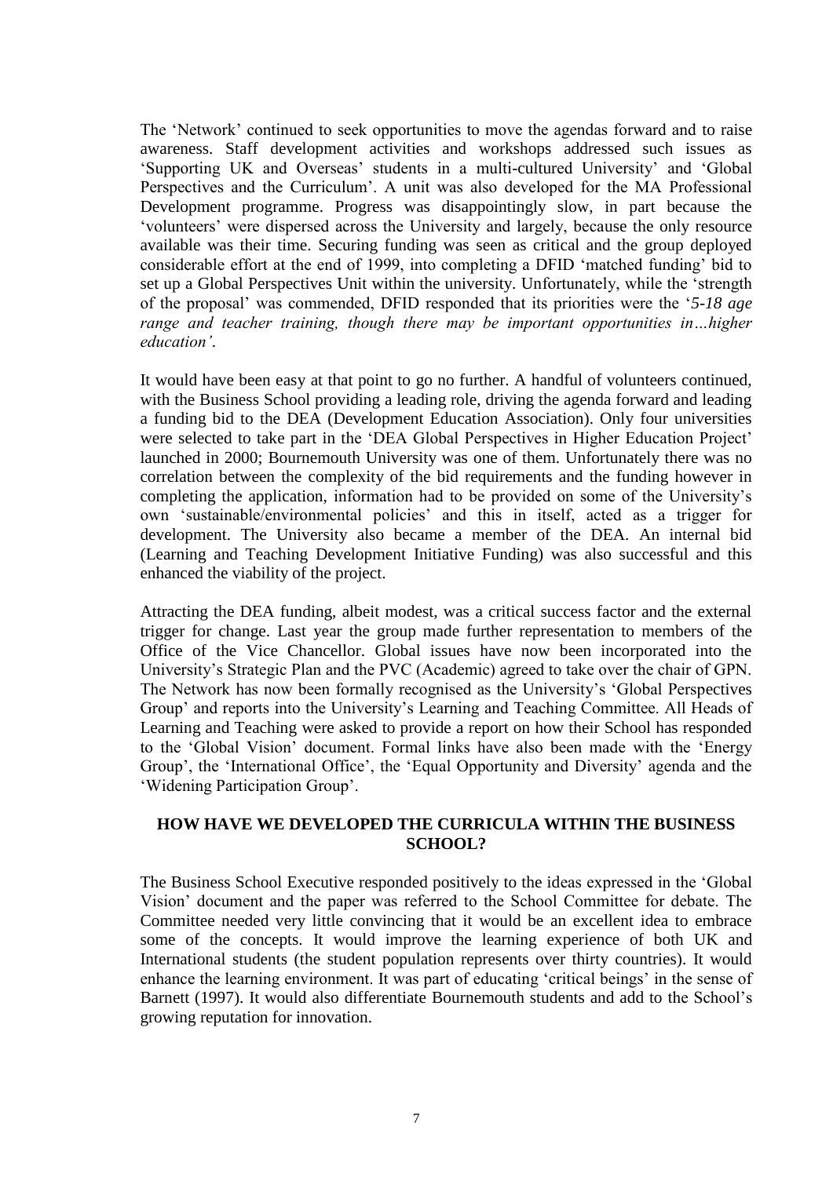The 'Network' continued to seek opportunities to move the agendas forward and to raise awareness. Staff development activities and workshops addressed such issues as 'Supporting UK and Overseas' students in a multi-cultured University' and 'Global Perspectives and the Curriculum'. A unit was also developed for the MA Professional Development programme. Progress was disappointingly slow, in part because the 'volunteers' were dispersed across the University and largely, because the only resource available was their time. Securing funding was seen as critical and the group deployed considerable effort at the end of 1999, into completing a DFID 'matched funding' bid to set up a Global Perspectives Unit within the university. Unfortunately, while the 'strength of the proposal' was commended, DFID responded that its priorities were the '*5-18 age range and teacher training, though there may be important opportunities in…higher education'*.

It would have been easy at that point to go no further. A handful of volunteers continued, with the Business School providing a leading role, driving the agenda forward and leading a funding bid to the DEA (Development Education Association). Only four universities were selected to take part in the 'DEA Global Perspectives in Higher Education Project' launched in 2000; Bournemouth University was one of them. Unfortunately there was no correlation between the complexity of the bid requirements and the funding however in completing the application, information had to be provided on some of the University's own 'sustainable/environmental policies' and this in itself, acted as a trigger for development. The University also became a member of the DEA. An internal bid (Learning and Teaching Development Initiative Funding) was also successful and this enhanced the viability of the project.

Attracting the DEA funding, albeit modest, was a critical success factor and the external trigger for change. Last year the group made further representation to members of the Office of the Vice Chancellor. Global issues have now been incorporated into the University's Strategic Plan and the PVC (Academic) agreed to take over the chair of GPN. The Network has now been formally recognised as the University's 'Global Perspectives Group' and reports into the University's Learning and Teaching Committee. All Heads of Learning and Teaching were asked to provide a report on how their School has responded to the 'Global Vision' document. Formal links have also been made with the 'Energy Group', the 'International Office', the 'Equal Opportunity and Diversity' agenda and the 'Widening Participation Group'.

## HOW HAVE WE DEVELOPED THE CURRICULA WITHIN THE BUSINESS SCHOOL?

The Business School Executive responded positively to the ideas expressed in the 'Global Vision' document and the paper was referred to the School Committee for debate. The Committee needed very little convincing that it would be an excellent idea to embrace some of the concepts. It would improve the learning experience of both UK and International students (the student population represents over thirty countries). It would enhance the learning environment. It was part of educating 'critical beings' in the sense of Barnett (1997). It would also differentiate Bournemouth students and add to the School's growing reputation for innovation.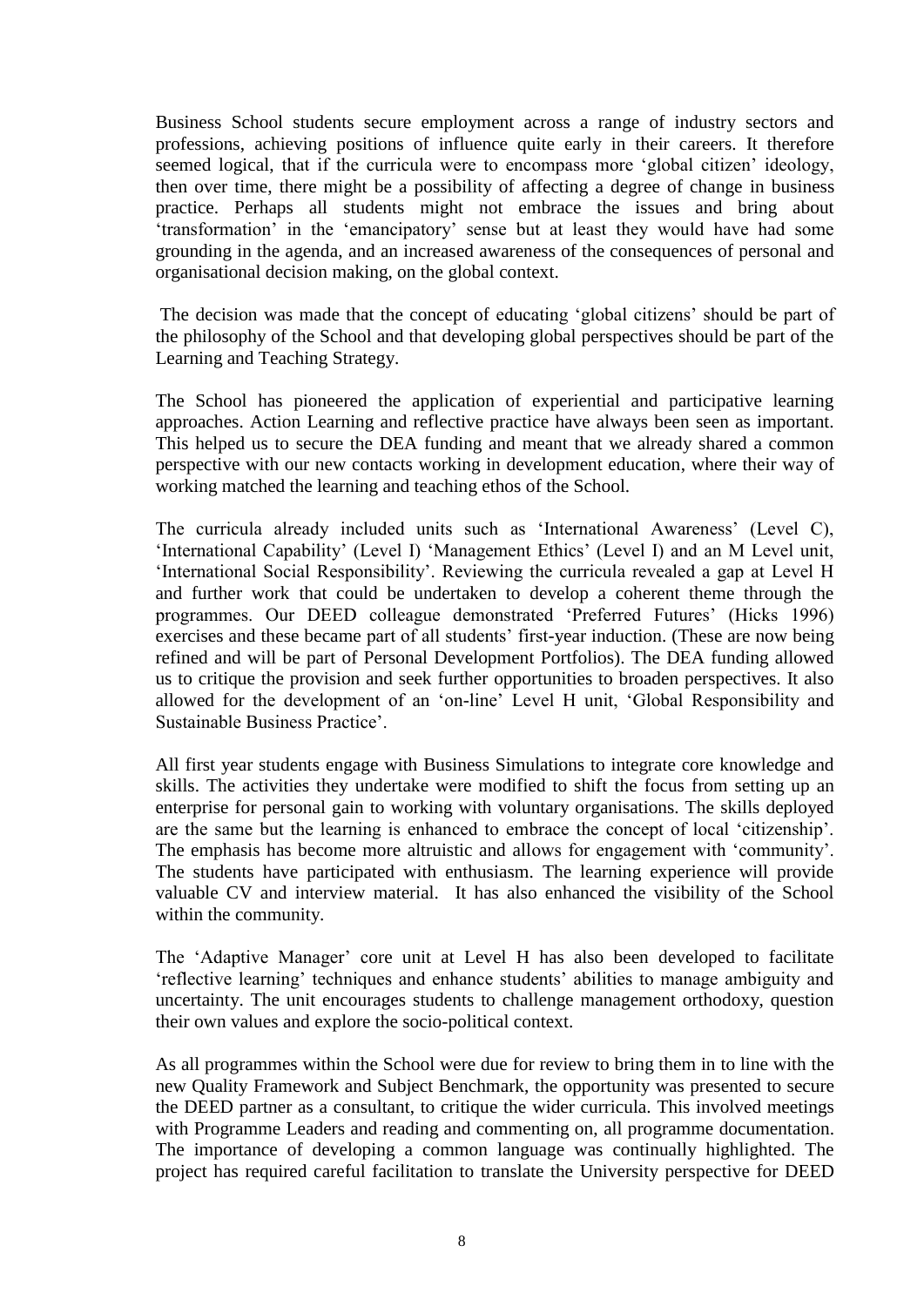Business School students secure employment across a range of industry sectors and professions, achieving positions of influence quite early in their careers. It therefore seemed logical, that if the curricula were to encompass more 'global citizen' ideology, then over time, there might be a possibility of affecting a degree of change in business practice. Perhaps all students might not embrace the issues and bring about 'transformation' in the 'emancipatory' sense but at least they would have had some grounding in the agenda, and an increased awareness of the consequences of personal and organisational decision making, on the global context.

The decision was made that the concept of educating 'global citizens' should be part of the philosophy of the School and that developing global perspectives should be part of the Learning and Teaching Strategy.

The School has pioneered the application of experiential and participative learning approaches. Action Learning and reflective practice have always been seen as important. This helped us to secure the DEA funding and meant that we already shared a common perspective with our new contacts working in development education, where their way of working matched the learning and teaching ethos of the School.

The curricula already included units such as 'International Awareness' (Level C), 'International Capability' (Level I) 'Management Ethics' (Level I) and an M Level unit, 'International Social Responsibility'. Reviewing the curricula revealed a gap at Level H and further work that could be undertaken to develop a coherent theme through the programmes. Our DEED colleague demonstrated 'Preferred Futures' (Hicks 1996) exercises and these became part of all students' first-year induction. (These are now being refined and will be part of Personal Development Portfolios). The DEA funding allowed us to critique the provision and seek further opportunities to broaden perspectives. It also allowed for the development of an 'on-line' Level H unit, 'Global Responsibility and Sustainable Business Practice'.

All first year students engage with Business Simulations to integrate core knowledge and skills. The activities they undertake were modified to shift the focus from setting up an enterprise for personal gain to working with voluntary organisations. The skills deployed are the same but the learning is enhanced to embrace the concept of local 'citizenship'. The emphasis has become more altruistic and allows for engagement with 'community'. The students have participated with enthusiasm. The learning experience will provide valuable CV and interview material. It has also enhanced the visibility of the School within the community.

The 'Adaptive Manager' core unit at Level H has also been developed to facilitate 'reflective learning' techniques and enhance students' abilities to manage ambiguity and uncertainty. The unit encourages students to challenge management orthodoxy, question their own values and explore the socio-political context.

As all programmes within the School were due for review to bring them in to line with the new Quality Framework and Subject Benchmark, the opportunity was presented to secure the DEED partner as a consultant, to critique the wider curricula. This involved meetings with Programme Leaders and reading and commenting on, all programme documentation. The importance of developing a common language was continually highlighted. The project has required careful facilitation to translate the University perspective for DEED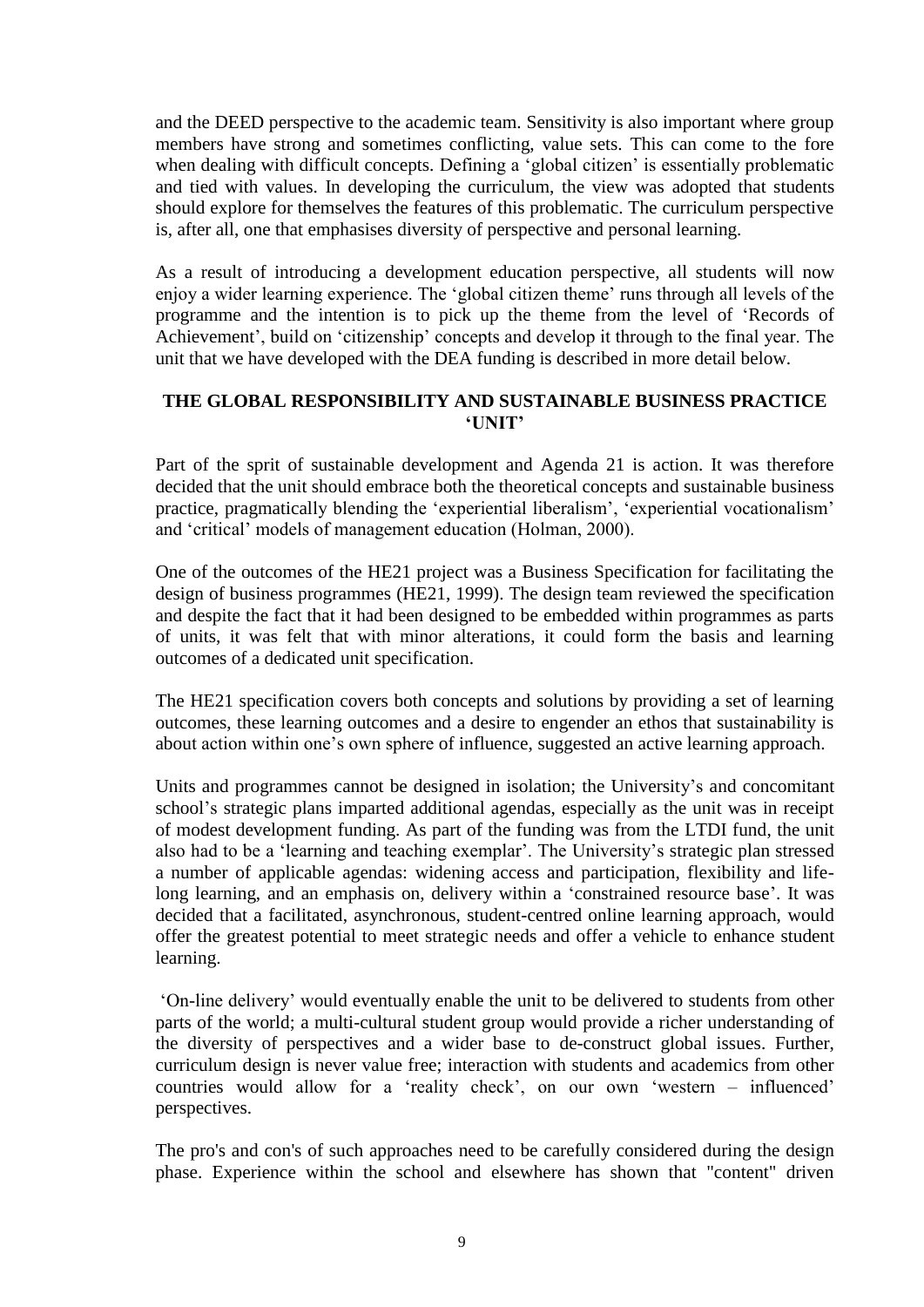and the DEED perspective to the academic team. Sensitivity is also important where group members have strong and sometimes conflicting, value sets. This can come to the fore when dealing with difficult concepts. Defining a 'global citizen' is essentially problematic and tied with values. In developing the curriculum, the view was adopted that students should explore for themselves the features of this problematic. The curriculum perspective is, after all, one that emphasises diversity of perspective and personal learning.

As a result of introducing a development education perspective, all students will now enjoy a wider learning experience. The 'global citizen theme' runs through all levels of the programme and the intention is to pick up the theme from the level of 'Records of Achievement', build on 'citizenship' concepts and develop it through to the final year. The unit that we have developed with the DEA funding is described in more detail below.

## THE GLOBAL RESPONSIBILITY AND SUSTAINABLE BUSINESS PRACTICE 'UNIT'

Part of the sprit of sustainable development and Agenda 21 is action. It was therefore decided that the unit should embrace both the theoretical concepts and sustainable business practice, pragmatically blending the 'experiential liberalism', 'experiential vocationalism' and 'critical' models of management education (Holman, 2000).

One of the outcomes of the HE21 project was a Business Specification for facilitating the design of business programmes (HE21, 1999). The design team reviewed the specification and despite the fact that it had been designed to be embedded within programmes as parts of units, it was felt that with minor alterations, it could form the basis and learning outcomes of a dedicated unit specification.

The HE21 specification covers both concepts and solutions by providing a set of learning outcomes, these learning outcomes and a desire to engender an ethos that sustainability is about action within one's own sphere of influence, suggested an active learning approach.

Units and programmes cannot be designed in isolation; the University's and concomitant school's strategic plans imparted additional agendas, especially as the unit was in receipt of modest development funding. As part of the funding was from the LTDI fund, the unit also had to be a 'learning and teaching exemplar'. The University's strategic plan stressed a number of applicable agendas: widening access and participation, flexibility and life-long learning, and an emphasis on, delivery within a 'constrained resource base'. It was decided that a facilitated, asynchronous, student-centred online learning approach, would offer the greatest potential to meet strategic needs and offer a vehicle to enhance student learning.

'On-line delivery' would eventually enable the unit to be delivered to students from other parts of the world; a multi-cultural student group would provide a richer understanding of the diversity of perspectives and a wider base to de-construct global issues. Further, curriculum design is never value free; interaction with students and academics from other countries would allow for a 'reality check', on our own 'western – influenced' perspectives.

The pro's and con's of such approaches need to be carefully considered during the design phase. Experience within the school and elsewhere has shown that "content" driven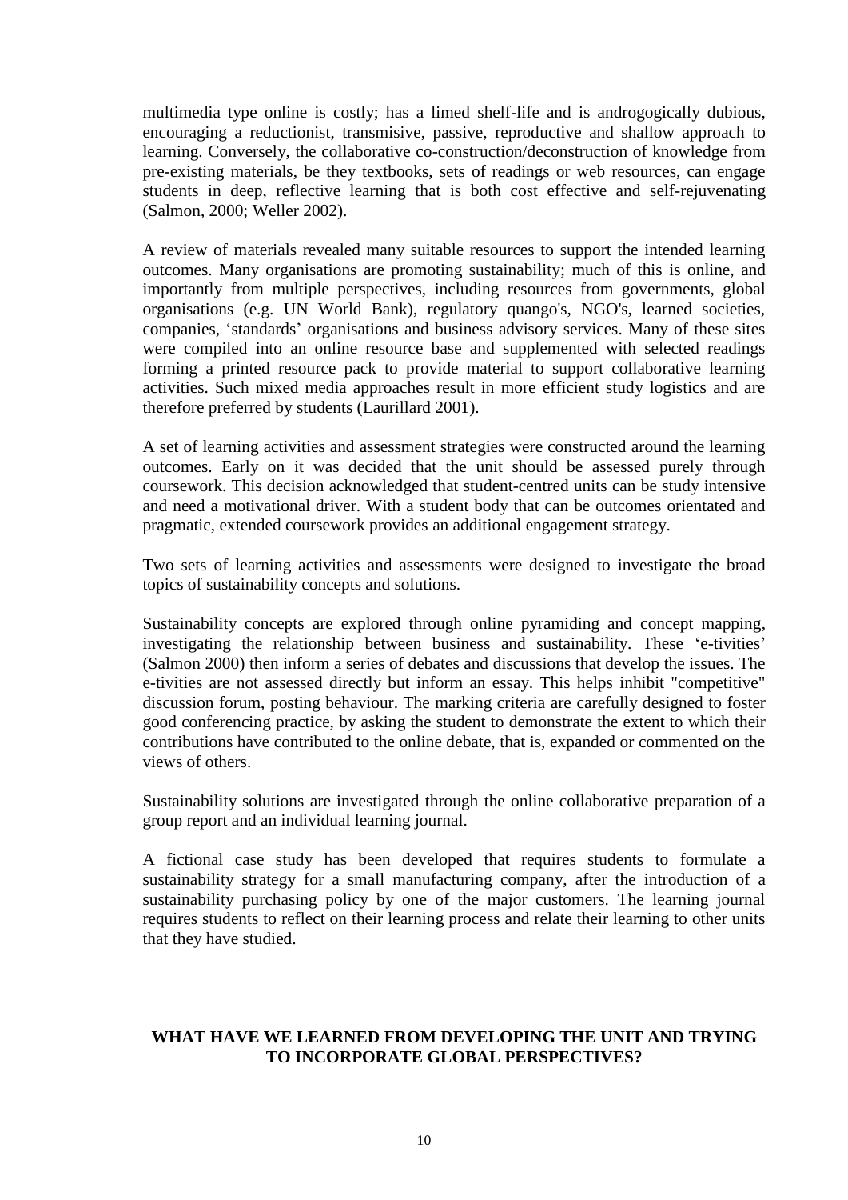multimedia type online is costly; has a limed shelf-life and is androgogically dubious, encouraging a reductionist, transmisive, passive, reproductive and shallow approach to learning. Conversely, the collaborative co-construction/deconstruction of knowledge from pre-existing materials, be they textbooks, sets of readings or web resources, can engage students in deep, reflective learning that is both cost effective and self-rejuvenating (Salmon, 2000; Weller 2002).

A review of materials revealed many suitable resources to support the intended learning outcomes. Many organisations are promoting sustainability; much of this is online, and importantly from multiple perspectives, including resources from governments, global organisations (e.g. UN World Bank), regulatory quango's, NGO's, learned societies, companies, 'standards' organisations and business advisory services. Many of these sites were compiled into an online resource base and supplemented with selected readings forming a printed resource pack to provide material to support collaborative learning activities. Such mixed media approaches result in more efficient study logistics and are therefore preferred by students (Laurillard 2001).

A set of learning activities and assessment strategies were constructed around the learning outcomes. Early on it was decided that the unit should be assessed purely through coursework. This decision acknowledged that student-centred units can be study intensive and need a motivational driver. With a student body that can be outcomes orientated and pragmatic, extended coursework provides an additional engagement strategy.

Two sets of learning activities and assessments were designed to investigate the broad topics of sustainability concepts and solutions.

Sustainability concepts are explored through online pyramiding and concept mapping, investigating the relationship between business and sustainability. These 'e-tivities' (Salmon 2000) then inform a series of debates and discussions that develop the issues. The e-tivities are not assessed directly but inform an essay. This helps inhibit "competitive" discussion forum, posting behaviour. The marking criteria are carefully designed to foster good conferencing practice, by asking the student to demonstrate the extent to which their contributions have contributed to the online debate, that is, expanded or commented on the views of others.

Sustainability solutions are investigated through the online collaborative preparation of a group report and an individual learning journal.

A fictional case study has been developed that requires students to formulate a sustainability strategy for a small manufacturing company, after the introduction of a sustainability purchasing policy by one of the major customers. The learning journal requires students to reflect on their learning process and relate their learning to other units that they have studied.

## WHAT HAVE WE LEARNED FROM DEVELOPING THE UNIT AND TRYING TO INCORPORATE GLOBAL PERSPECTIVES?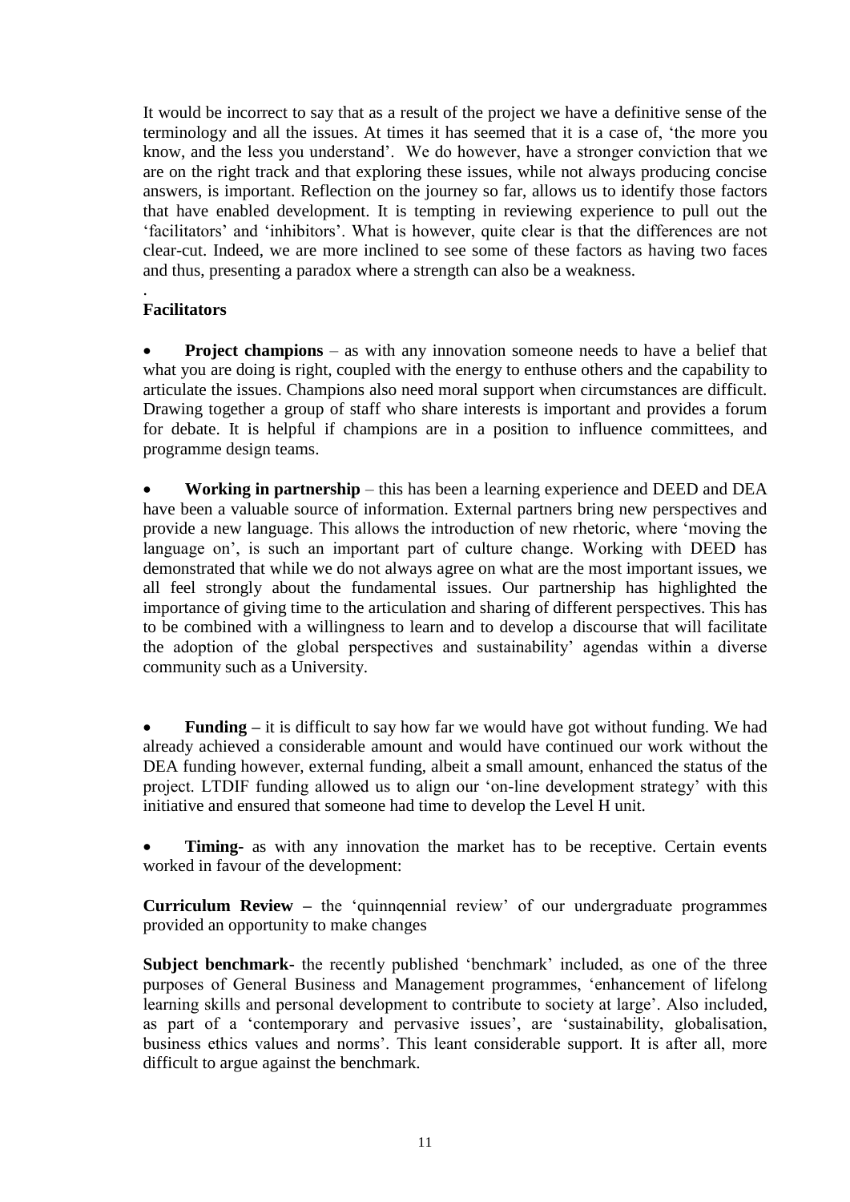It would be incorrect to say that as a result of the project we have a definitive sense of the terminology and all the issues. At times it has seemed that it is a case of, 'the more you know, and the less you understand'. We do however, have a stronger conviction that we are on the right track and that exploring these issues, while not always producing concise answers, is important. Reflection on the journey so far, allows us to identify those factors that have enabled development. It is tempting in reviewing experience to pull out the 'facilitators' and 'inhibitors'. What is however, quite clear is that the differences are not clear-cut. Indeed, we are more inclined to see some of these factors as having two faces and thus, presenting a paradox where a strength can also be a weakness.

.

**Facilitators**

- **Project champions** – as with any innovation someone needs to have a belief that what you are doing is right, coupled with the energy to enthuse others and the capability to articulate the issues. Champions also need moral support when circumstances are difficult. Drawing together a group of staff who share interests is important and provides a forum for debate. It is helpful if champions are in a position to influence committees, and programme design teams.

- **Working in partnership** – this has been a learning experience and DEED and DEA have been a valuable source of information. External partners bring new perspectives and provide a new language. This allows the introduction of new rhetoric, where 'moving the language on', is such an important part of culture change. Working with DEED has demonstrated that while we do not always agree on what are the most important issues, we all feel strongly about the fundamental issues. Our partnership has highlighted the importance of giving time to the articulation and sharing of different perspectives. This has to be combined with a willingness to learn and to develop a discourse that will facilitate the adoption of the global perspectives and sustainability' agendas within a diverse community such as a University.

- **Funding –** it is difficult to say how far we would have got without funding. We had already achieved a considerable amount and would have continued our work without the DEA funding however, external funding, albeit a small amount, enhanced the status of the project. LTDIF funding allowed us to align our 'on-line development strategy' with this initiative and ensured that someone had time to develop the Level H unit.

- **Timing-** as with any innovation the market has to be receptive. Certain events worked in favour of the development:

**Curriculum Review –** the 'quinnqennial review' of our undergraduate programmes provided an opportunity to make changes

**Subject benchmark-** the recently published 'benchmark' included, as one of the three purposes of General Business and Management programmes, 'enhancement of lifelong learning skills and personal development to contribute to society at large'. Also included, as part of a 'contemporary and pervasive issues', are 'sustainability, globalisation, business ethics values and norms'. This leant considerable support. It is after all, more difficult to argue against the benchmark.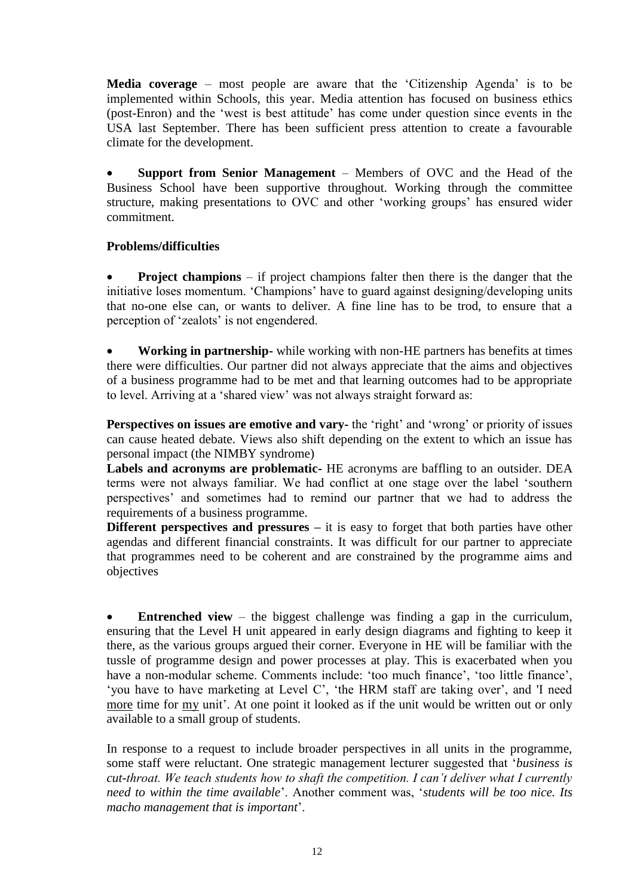**Media coverage** – most people are aware that the 'Citizenship Agenda' is to be implemented within Schools, this year. Media attention has focused on business ethics (post-Enron) and the 'west is best attitude' has come under question since events in the USA last September. There has been sufficient press attention to create a favourable climate for the development.

- **Support from Senior Management** – Members of OVC and the Head of the Business School have been supportive throughout. Working through the committee structure, making presentations to OVC and other 'working groups' has ensured wider commitment.

**Problems/difficulties**

- **Project champions** – if project champions falter then there is the danger that the initiative loses momentum. 'Champions' have to guard against designing/developing units that no-one else can, or wants to deliver. A fine line has to be trod, to ensure that a perception of 'zealots' is not engendered.

- **Working in partnership-** while working with non-HE partners has benefits at times there were difficulties. Our partner did not always appreciate that the aims and objectives of a business programme had to be met and that learning outcomes had to be appropriate to level. Arriving at a 'shared view' was not always straight forward as:

**Perspectives on issues are emotive and vary-** the 'right' and 'wrong' or priority of issues can cause heated debate. Views also shift depending on the extent to which an issue has personal impact (the NIMBY syndrome)
**Labels and acronyms are problematic-** HE acronyms are baffling to an outsider. DEA terms were not always familiar. We had conflict at one stage over the label 'southern perspectives' and sometimes had to remind our partner that we had to address the requirements of a business programme.
**Different perspectives and pressures –** it is easy to forget that both parties have other agendas and different financial constraints. It was difficult for our partner to appreciate that programmes need to be coherent and are constrained by the programme aims and objectives

- **Entrenched view** – the biggest challenge was finding a gap in the curriculum, ensuring that the Level H unit appeared in early design diagrams and fighting to keep it there, as the various groups argued their corner. Everyone in HE will be familiar with the tussle of programme design and power processes at play. This is exacerbated when you have a non-modular scheme. Comments include: 'too much finance', 'too little finance', 'you have to have marketing at Level C', 'the HRM staff are taking over', and 'I need more time for my unit'. At one point it looked as if the unit would be written out or only available to a small group of students.

In response to a request to include broader perspectives in all units in the programme, some staff were reluctant. One strategic management lecturer suggested that '*business is cut-throat. We teach students how to shaft the competition. I can't deliver what I currently need to within the time available*'. Another comment was, '*students will be too nice. Its macho management that is important*'.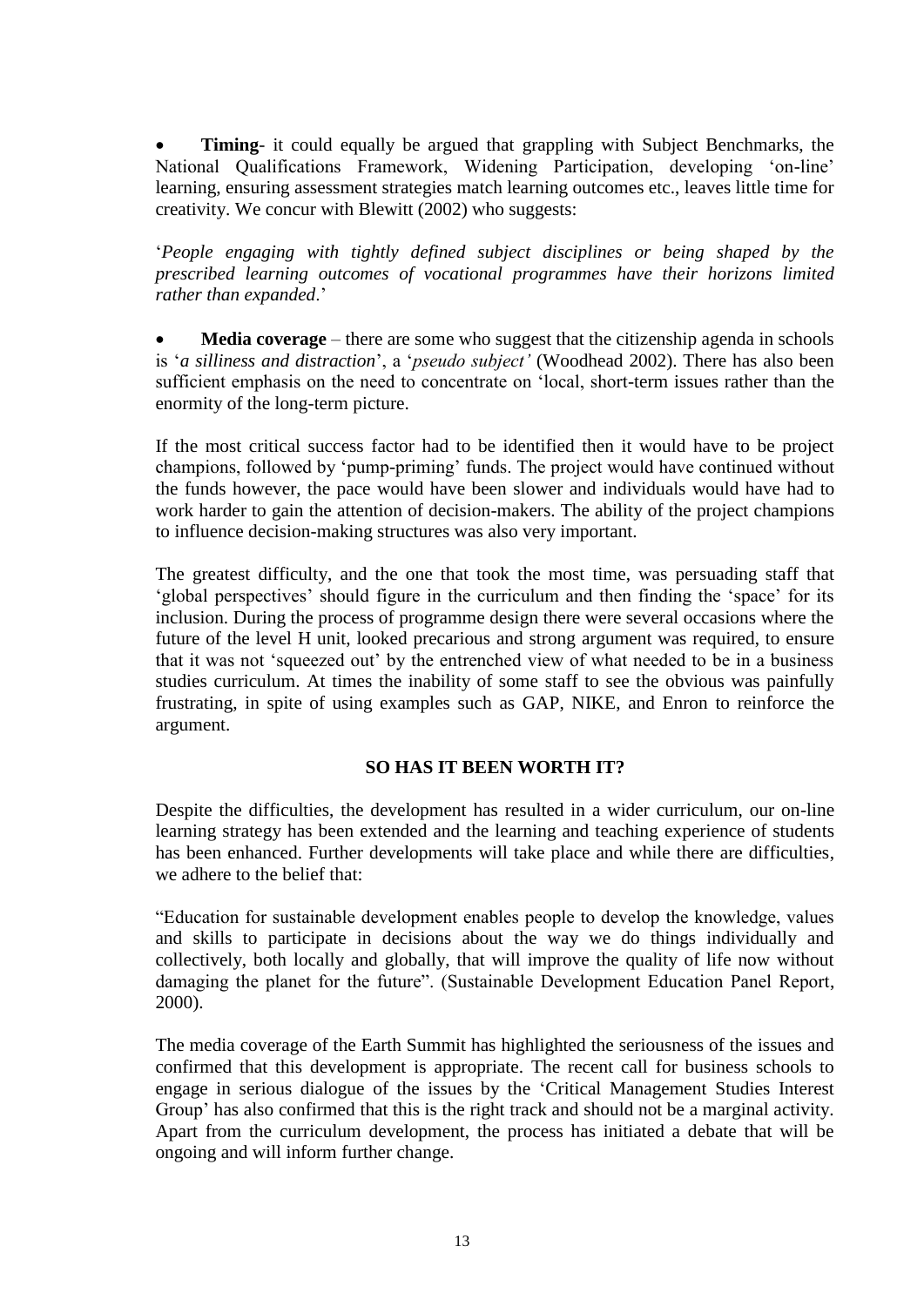- **Timing**- it could equally be argued that grappling with Subject Benchmarks, the National Qualifications Framework, Widening Participation, developing 'on-line' learning, ensuring assessment strategies match learning outcomes etc., leaves little time for creativity. We concur with Blewitt (2002) who suggests:

'*People engaging with tightly defined subject disciplines or being shaped by the prescribed learning outcomes of vocational programmes have their horizons limited rather than expanded*.'

- **Media coverage** – there are some who suggest that the citizenship agenda in schools is '*a silliness and distraction*', a '*pseudo subject'* (Woodhead 2002). There has also been sufficient emphasis on the need to concentrate on 'local, short-term issues rather than the enormity of the long-term picture.

If the most critical success factor had to be identified then it would have to be project champions, followed by 'pump-priming' funds. The project would have continued without the funds however, the pace would have been slower and individuals would have had to work harder to gain the attention of decision-makers. The ability of the project champions to influence decision-making structures was also very important.

The greatest difficulty, and the one that took the most time, was persuading staff that 'global perspectives' should figure in the curriculum and then finding the 'space' for its inclusion. During the process of programme design there were several occasions where the future of the level H unit, looked precarious and strong argument was required, to ensure that it was not 'squeezed out' by the entrenched view of what needed to be in a business studies curriculum. At times the inability of some staff to see the obvious was painfully frustrating, in spite of using examples such as GAP, NIKE, and Enron to reinforce the argument.

**SO HAS IT BEEN WORTH IT?**

Despite the difficulties, the development has resulted in a wider curriculum, our on-line learning strategy has been extended and the learning and teaching experience of students has been enhanced. Further developments will take place and while there are difficulties, we adhere to the belief that:

"Education for sustainable development enables people to develop the knowledge, values and skills to participate in decisions about the way we do things individually and collectively, both locally and globally, that will improve the quality of life now without damaging the planet for the future". (Sustainable Development Education Panel Report, 2000).

The media coverage of the Earth Summit has highlighted the seriousness of the issues and confirmed that this development is appropriate. The recent call for business schools to engage in serious dialogue of the issues by the 'Critical Management Studies Interest Group' has also confirmed that this is the right track and should not be a marginal activity. Apart from the curriculum development, the process has initiated a debate that will be ongoing and will inform further change.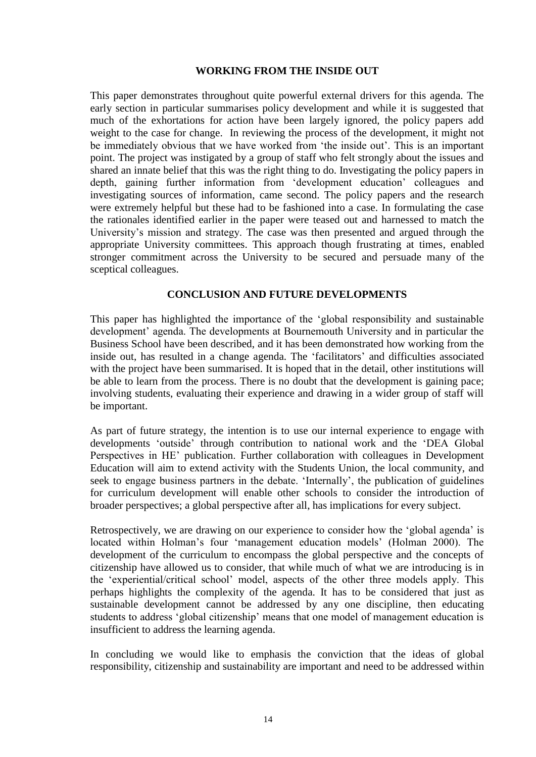## WORKING FROM THE INSIDE OUT

This paper demonstrates throughout quite powerful external drivers for this agenda. The early section in particular summarises policy development and while it is suggested that much of the exhortations for action have been largely ignored, the policy papers add weight to the case for change. In reviewing the process of the development, it might not be immediately obvious that we have worked from 'the inside out'. This is an important point. The project was instigated by a group of staff who felt strongly about the issues and shared an innate belief that this was the right thing to do. Investigating the policy papers in depth, gaining further information from 'development education' colleagues and investigating sources of information, came second. The policy papers and the research were extremely helpful but these had to be fashioned into a case. In formulating the case the rationales identified earlier in the paper were teased out and harnessed to match the University's mission and strategy. The case was then presented and argued through the appropriate University committees. This approach though frustrating at times, enabled stronger commitment across the University to be secured and persuade many of the sceptical colleagues.

## CONCLUSION AND FUTURE DEVELOPMENTS

This paper has highlighted the importance of the 'global responsibility and sustainable development' agenda. The developments at Bournemouth University and in particular the Business School have been described, and it has been demonstrated how working from the inside out, has resulted in a change agenda. The 'facilitators' and difficulties associated with the project have been summarised. It is hoped that in the detail, other institutions will be able to learn from the process. There is no doubt that the development is gaining pace; involving students, evaluating their experience and drawing in a wider group of staff will be important.

As part of future strategy, the intention is to use our internal experience to engage with developments 'outside' through contribution to national work and the 'DEA Global Perspectives in HE' publication. Further collaboration with colleagues in Development Education will aim to extend activity with the Students Union, the local community, and seek to engage business partners in the debate. 'Internally', the publication of guidelines for curriculum development will enable other schools to consider the introduction of broader perspectives; a global perspective after all, has implications for every subject.

Retrospectively, we are drawing on our experience to consider how the 'global agenda' is located within Holman's four 'management education models' (Holman 2000). The development of the curriculum to encompass the global perspective and the concepts of citizenship have allowed us to consider, that while much of what we are introducing is in the 'experiential/critical school' model, aspects of the other three models apply. This perhaps highlights the complexity of the agenda. It has to be considered that just as sustainable development cannot be addressed by any one discipline, then educating students to address 'global citizenship' means that one model of management education is insufficient to address the learning agenda.

In concluding we would like to emphasis the conviction that the ideas of global responsibility, citizenship and sustainability are important and need to be addressed within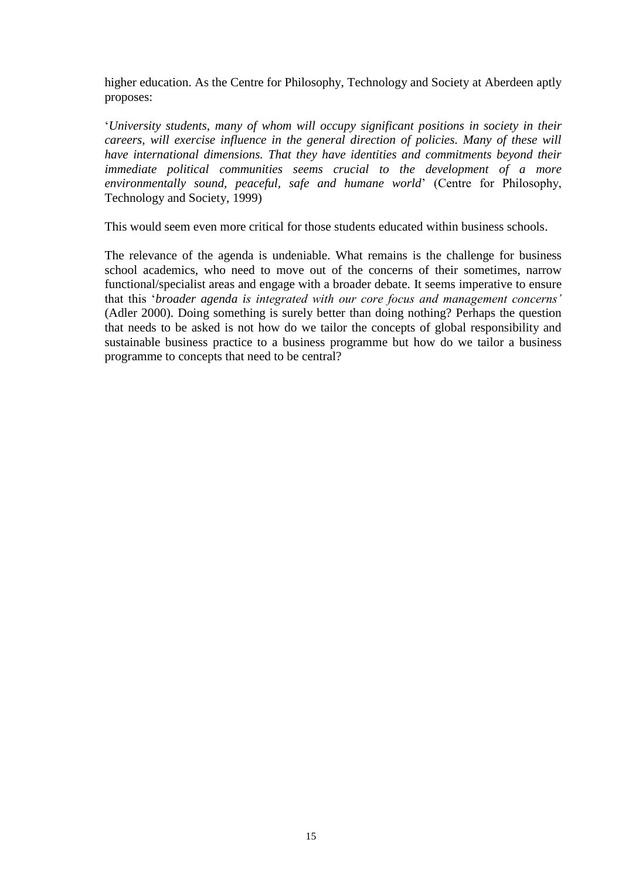higher education. As the Centre for Philosophy, Technology and Society at Aberdeen aptly proposes:

'*University students, many of whom will occupy significant positions in society in their careers, will exercise influence in the general direction of policies. Many of these will have international dimensions. That they have identities and commitments beyond their immediate political communities seems crucial to the development of a more environmentally sound, peaceful, safe and humane world*' (Centre for Philosophy, Technology and Society, 1999)

This would seem even more critical for those students educated within business schools.

The relevance of the agenda is undeniable. What remains is the challenge for business school academics, who need to move out of the concerns of their sometimes, narrow functional/specialist areas and engage with a broader debate. It seems imperative to ensure that this '*broader agenda is integrated with our core focus and management concerns'* (Adler 2000). Doing something is surely better than doing nothing? Perhaps the question that needs to be asked is not how do we tailor the concepts of global responsibility and sustainable business practice to a business programme but how do we tailor a business programme to concepts that need to be central?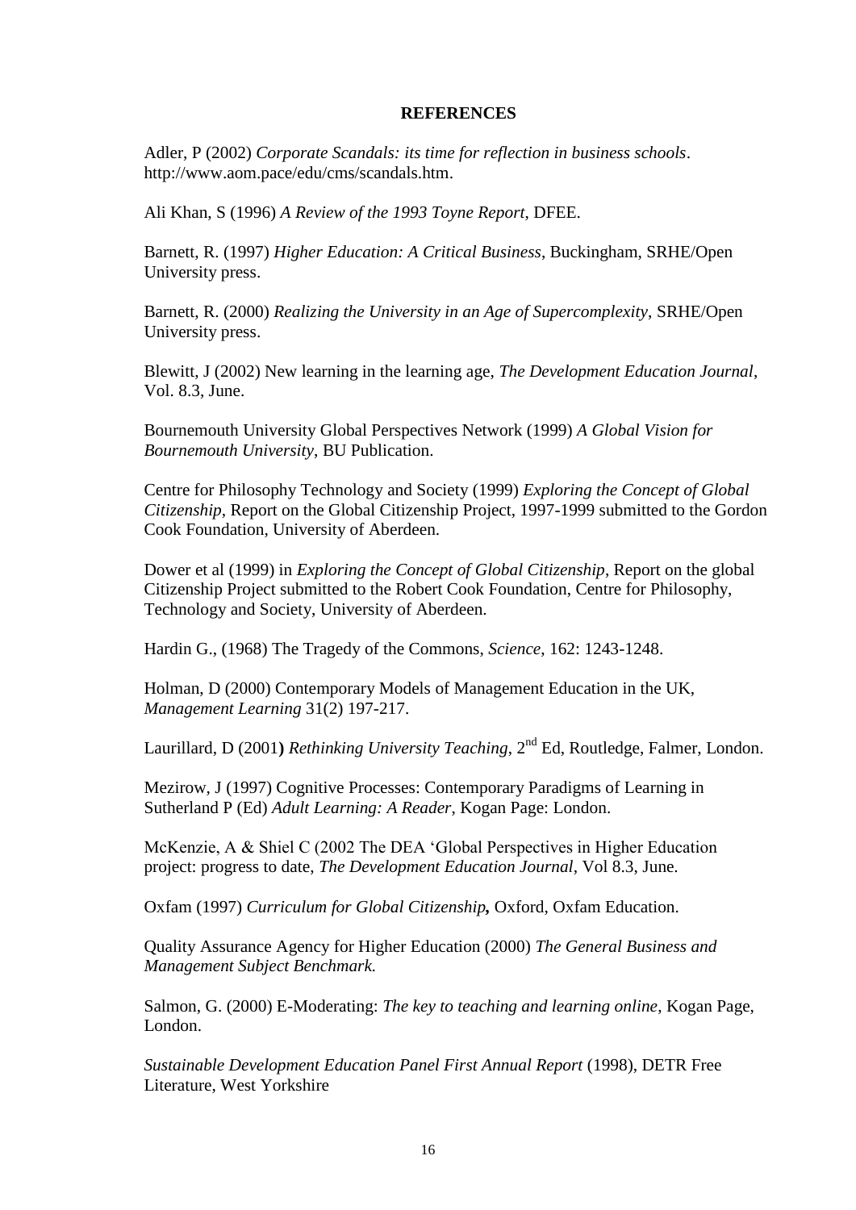**REFERENCES**

Adler, P (2002) *Corporate Scandals: its time for reflection in business schools*. http://www.aom.pace/edu/cms/scandals.htm.

Ali Khan, S (1996) *A Review of the 1993 Toyne Report*, DFEE.

Barnett, R. (1997) *Higher Education: A Critical Business*, Buckingham, SRHE/Open University press.

Barnett, R. (2000) *Realizing the University in an Age of Supercomplexity*, SRHE/Open University press.

Blewitt, J (2002) New learning in the learning age, *The Development Education Journal*, Vol. 8.3, June.

Bournemouth University Global Perspectives Network (1999) *A Global Vision for Bournemouth University*, BU Publication.

Centre for Philosophy Technology and Society (1999) *Exploring the Concept of Global Citizenship*, Report on the Global Citizenship Project, 1997-1999 submitted to the Gordon Cook Foundation, University of Aberdeen.

Dower et al (1999) in *Exploring the Concept of Global Citizenship*, Report on the global Citizenship Project submitted to the Robert Cook Foundation, Centre for Philosophy, Technology and Society, University of Aberdeen.

Hardin G., (1968) The Tragedy of the Commons, *Science*, 162: 1243-1248.

Holman, D (2000) Contemporary Models of Management Education in the UK, *Management Learning* 31(2) 197-217.

Laurillard, D (2001**)** *Rethinking University Teaching*, 2nd Ed, Routledge, Falmer, London.

Mezirow, J (1997) Cognitive Processes: Contemporary Paradigms of Learning in Sutherland P (Ed) *Adult Learning: A Reader*, Kogan Page: London.

McKenzie, A & Shiel C (2002 The DEA 'Global Perspectives in Higher Education project: progress to date, *The Development Education Journal*, Vol 8.3, June.

Oxfam (1997) *Curriculum for Global Citizenship***,** Oxford, Oxfam Education.

Quality Assurance Agency for Higher Education (2000) *The General Business and Management Subject Benchmark.*

Salmon, G. (2000) E-Moderating: *The key to teaching and learning online*, Kogan Page, London.

*Sustainable Development Education Panel First Annual Report* (1998), DETR Free Literature, West Yorkshire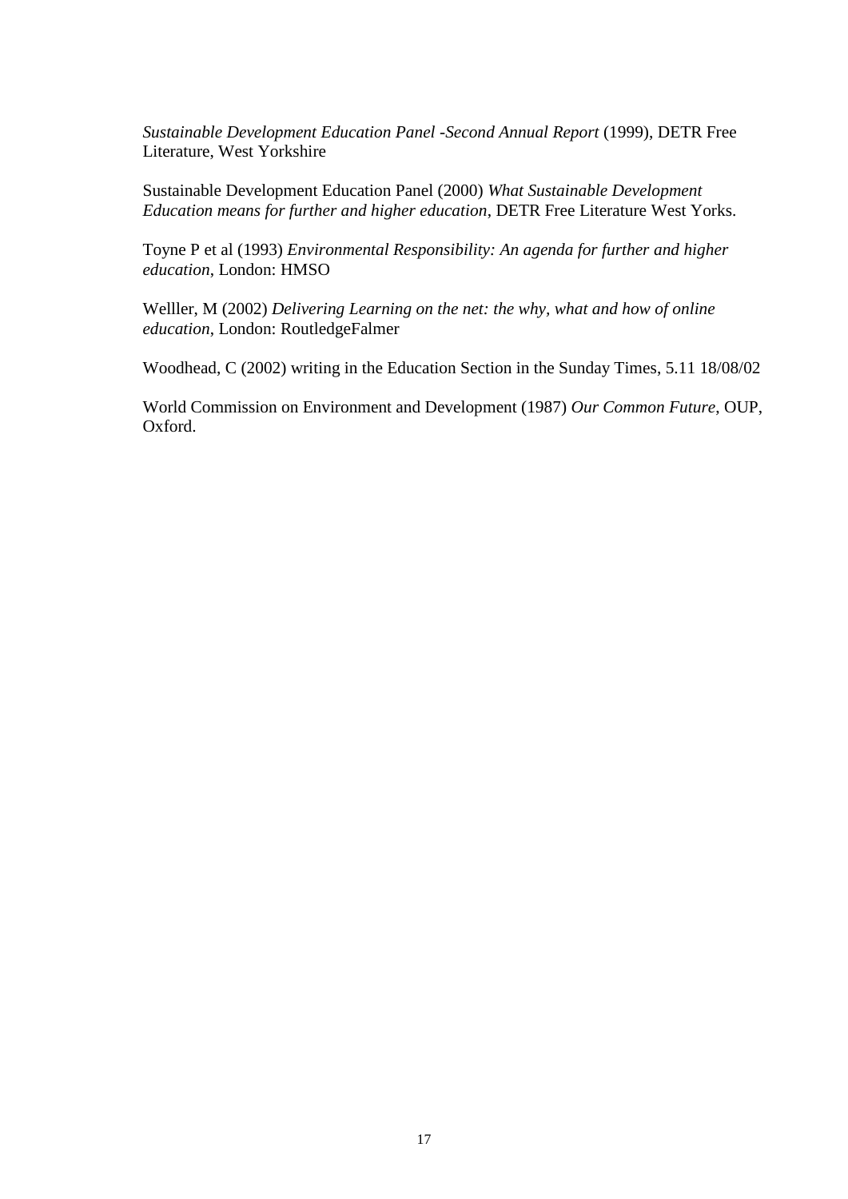*Sustainable Development Education Panel -Second Annual Report* (1999), DETR Free Literature, West Yorkshire

Sustainable Development Education Panel (2000) *What Sustainable Development Education means for further and higher education*, DETR Free Literature West Yorks.

Toyne P et al (1993) *Environmental Responsibility: An agenda for further and higher education*, London: HMSO

Wellller, M (2002) *Delivering Learning on the net: the why, what and how of online education*, London: RoutledgeFalmer

Woodhead, C (2002) writing in the Education Section in the Sunday Times, 5.11 18/08/02

World Commission on Environment and Development (1987) *Our Common Future*, OUP, Oxford.